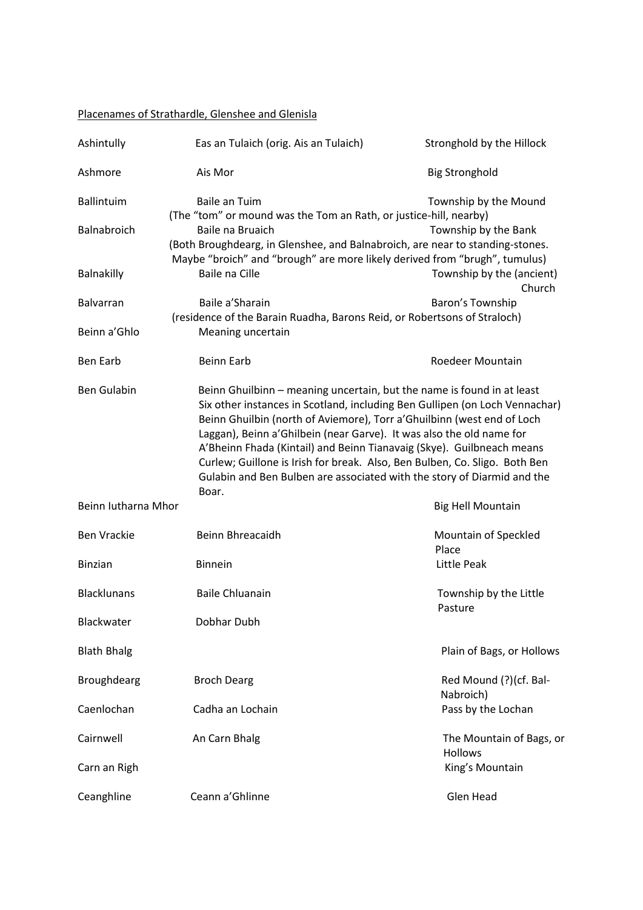Placenames of Strathardle, Glenshee and Glenisla

| | | |
|---|---|---|
| Ashintully | Eas an Tulaich (orig. Ais an Tulaich) | Stronghold by the Hillock |
| Ashmore | Ais Mor | Big Stronghold |
| Ballintuim | Baile an Tuim | Township by the Mound |
| | (The "tom" or mound was the Tom an Rath, or justice-hill, nearby) | |
| Balnabroich | Baile na Bruaich | Township by the Bank |
| | (Both Broughdearg, in Glenshee, and Balnabroich, are near to standing-stones. Maybe "broich" and "brough" are more likely derived from "brugh", tumulus) | |
| Balnakilly | Baile na Cille | Township by the (ancient) Church |
| Balvarran | Baile a'Sharain | Baron's Township |
| | (residence of the Barain Ruadha, Barons Reid, or Robertsons of Straloch) | |
| Beinn a'Ghlo | Meaning uncertain | |
| Ben Earb | Beinn Earb | Roedeer Mountain |
| Ben Gulabin | Beinn Ghuilbinn – meaning uncertain, but the name is found in at least Six other instances in Scotland, including Ben Gullipen (on Loch Vennachar) Beinn Ghuilbin (north of Aviemore), Torr a'Ghuilbinn (west end of Loch Laggan), Beinn a'Ghilbein (near Garve). It was also the old name for A'Bheinn Fhada (Kintail) and Beinn Tianavaig (Skye). Guilbneach means Curlew; Guillone is Irish for break. Also, Ben Bulben, Co. Sligo. Both Ben Gulabin and Ben Bulben are associated with the story of Diarmid and the Boar. | |
| Beinn Iutharna Mhor | | Big Hell Mountain |
| Ben Vrackie | Beinn Bhreacaidh | Mountain of Speckled Place |
| Binzian | Binnein | Little Peak |
| Blacklunans | Baile Chluanain | Township by the Little Pasture |
| Blackwater | Dobhar Dubh | |
| Blath Bhalg | | Plain of Bags, or Hollows |
| Broughdearg | Broch Dearg | Red Mound (?)(cf. Bal-Nabroich) |
| Caenlochan | Cadha an Lochain | Pass by the Lochan |
| Cairnwell | An Carn Bhalg | The Mountain of Bags, or Hollows |
| Carn an Righ | | King's Mountain |
| Ceanghline | Ceann a'Ghlinne | Glen Head |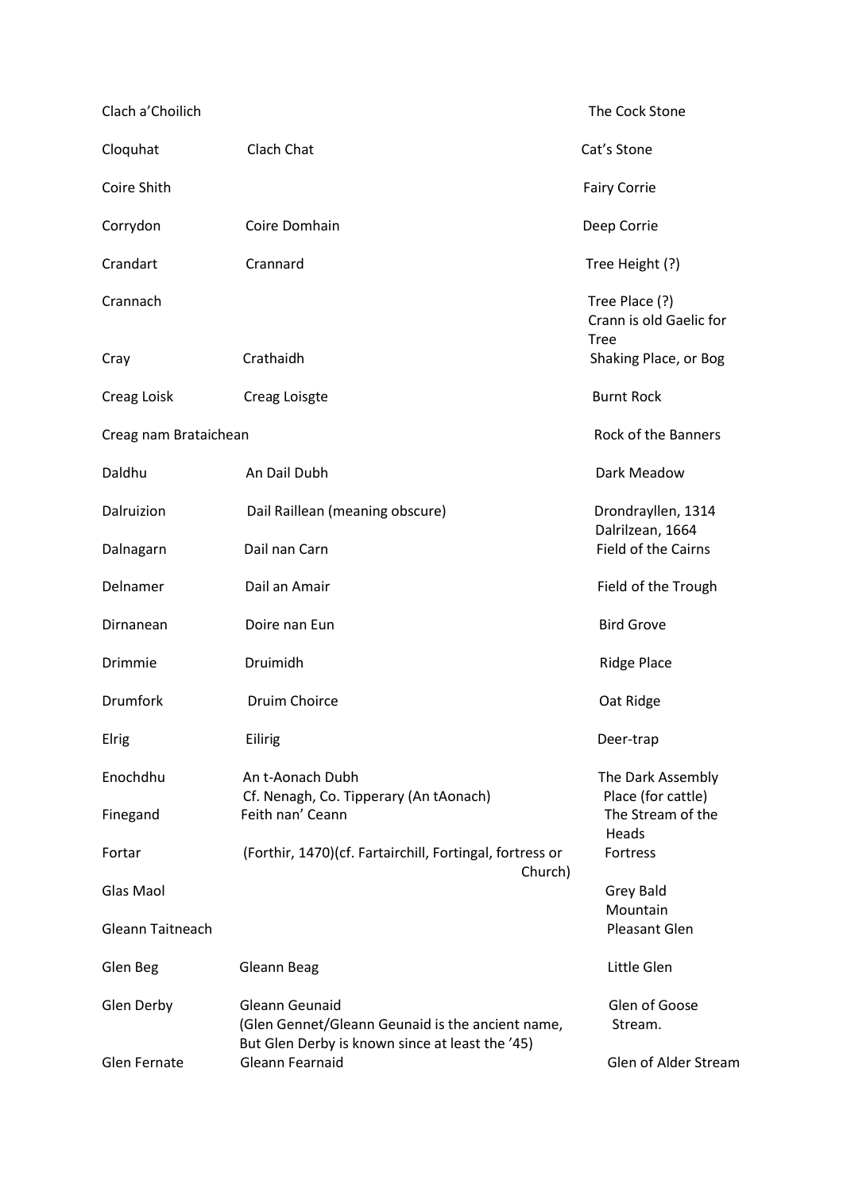| | | |
|---|---|---|
| Clach a'Choilich | | The Cock Stone |
| Cloquhat | Clach Chat | Cat's Stone |
| Coire Shith | | Fairy Corrie |
| Corrydon | Coire Domhain | Deep Corrie |
| Crandart | Crannard | Tree Height (?) |
| Crannach | | Tree Place (?) Crann is old Gaelic for Tree |
| Cray | Crathaidh | Shaking Place, or Bog |
| Creag Loisk | Creag Loisgte | Burnt Rock |
| Creag nam Brataichean | | Rock of the Banners |
| Daldhu | An Dail Dubh | Dark Meadow |
| Dalruizion | Dail Raillean (meaning obscure) | Drondrayllen, 1314 Dalrilzean, 1664 |
| Dalnagarn | Dail nan Carn | Field of the Cairns |
| Delnamer | Dail an Amair | Field of the Trough |
| Dirnanean | Doire nan Eun | Bird Grove |
| Drimmie | Druimidh | Ridge Place |
| Drumfork | Druim Choirce | Oat Ridge |
| Elrig | Eilirig | Deer-trap |
| Enochdhu | An t-Aonach Dubh Cf. Nenagh, Co. Tipperary (An tAonach) | The Dark Assembly Place (for cattle) |
| Finegand | Feith nan' Ceann | The Stream of the Heads |
| Fortar | (Forthir, 1470)(cf. Fartairchill, Fortingal, fortress or Church) | Fortress |
| Glas Maol | | Grey Bald Mountain |
| Gleann Taitneach | | Pleasant Glen |
| Glen Beg | Gleann Beag | Little Glen |
| Glen Derby | Gleann Geunaid (Glen Gennet/Gleann Geunaid is the ancient name, But Glen Derby is known since at least the '45) | Glen of Goose Stream. |
| Glen Fernate | Gleann Fearnaid | Glen of Alder Stream |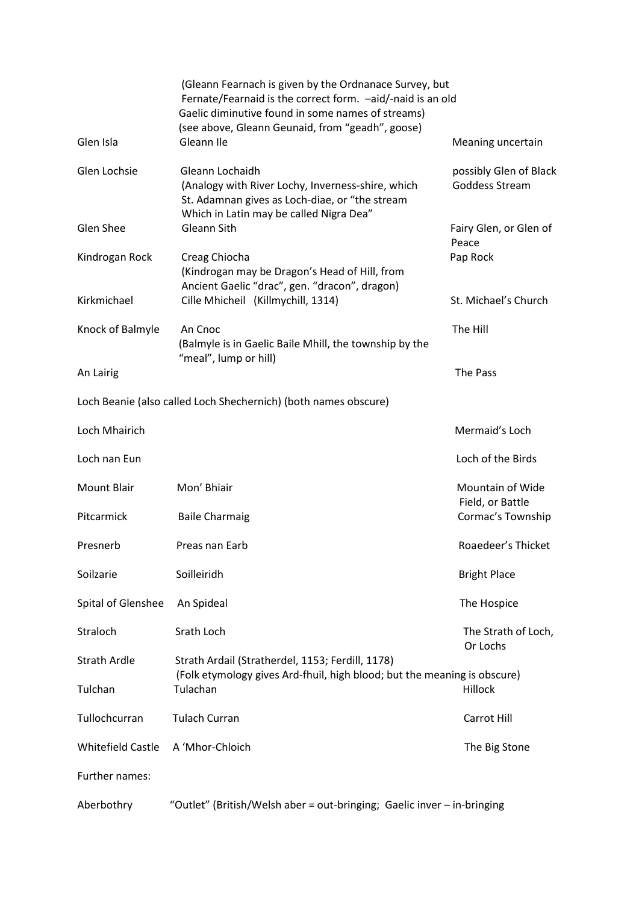| | | |
|---|---|---|
| | (Gleann Fearnach is given by the Ordnanace Survey, but Fernate/Fearnaid is the correct form. –aid/-naid is an old Gaelic diminutive found in some names of streams) (see above, Gleann Geunaid, from "geadh", goose) | |
| Glen Isla | Gleann Ile | Meaning uncertain |
| Glen Lochsie | Gleann Lochaidh (Analogy with River Lochy, Inverness-shire, which St. Adamnan gives as Loch-diae, or "the stream Which in Latin may be called Nigra Dea" | possibly Glen of Black Goddess Stream |
| Glen Shee | Gleann Sith | Fairy Glen, or Glen of Peace |
| Kindrogan Rock | Creag Chiocha (Kindrogan may be Dragon's Head of Hill, from Ancient Gaelic "drac", gen. "dracon", dragon) | Pap Rock |
| Kirkmichael | Cille Mhicheil (Killmychill, 1314) | St. Michael's Church |
| Knock of Balmyle | An Cnoc (Balmyle is in Gaelic Baile Mhill, the township by the "meal", lump or hill) | The Hill |
| An Lairig | | The Pass |

Loch Beanie (also called Loch Shechernich) (both names obscure)

| | | |
|---|---|---|
| Loch Mhairich | | Mermaid's Loch |
| Loch nan Eun | | Loch of the Birds |
| Mount Blair | Mon' Bhiair | Mountain of Wide Field, or Battle |
| Pitcarmick | Baile Charmaig | Cormac's Township |
| Presnerb | Preas nan Earb | Roaedeer's Thicket |
| Soilzarie | Soilleiridh | Bright Place |
| Spital of Glenshee | An Spideal | The Hospice |
| Straloch | Srath Loch | The Strath of Loch, Or Lochs |
| Strath Ardle | Strath Ardail (Stratherdel, 1153; Ferdill, 1178) (Folk etymology gives Ard-fhuil, high blood; but the meaning is obscure) | |
| Tulchan | Tulachan | Hillock |
| Tullochcurran | Tulach Curran | Carrot Hill |
| Whitefield Castle | A 'Mhor-Chloich | The Big Stone |

Further names:

Aberbothry "Outlet" (British/Welsh aber = out-bringing; Gaelic inver – in-bringing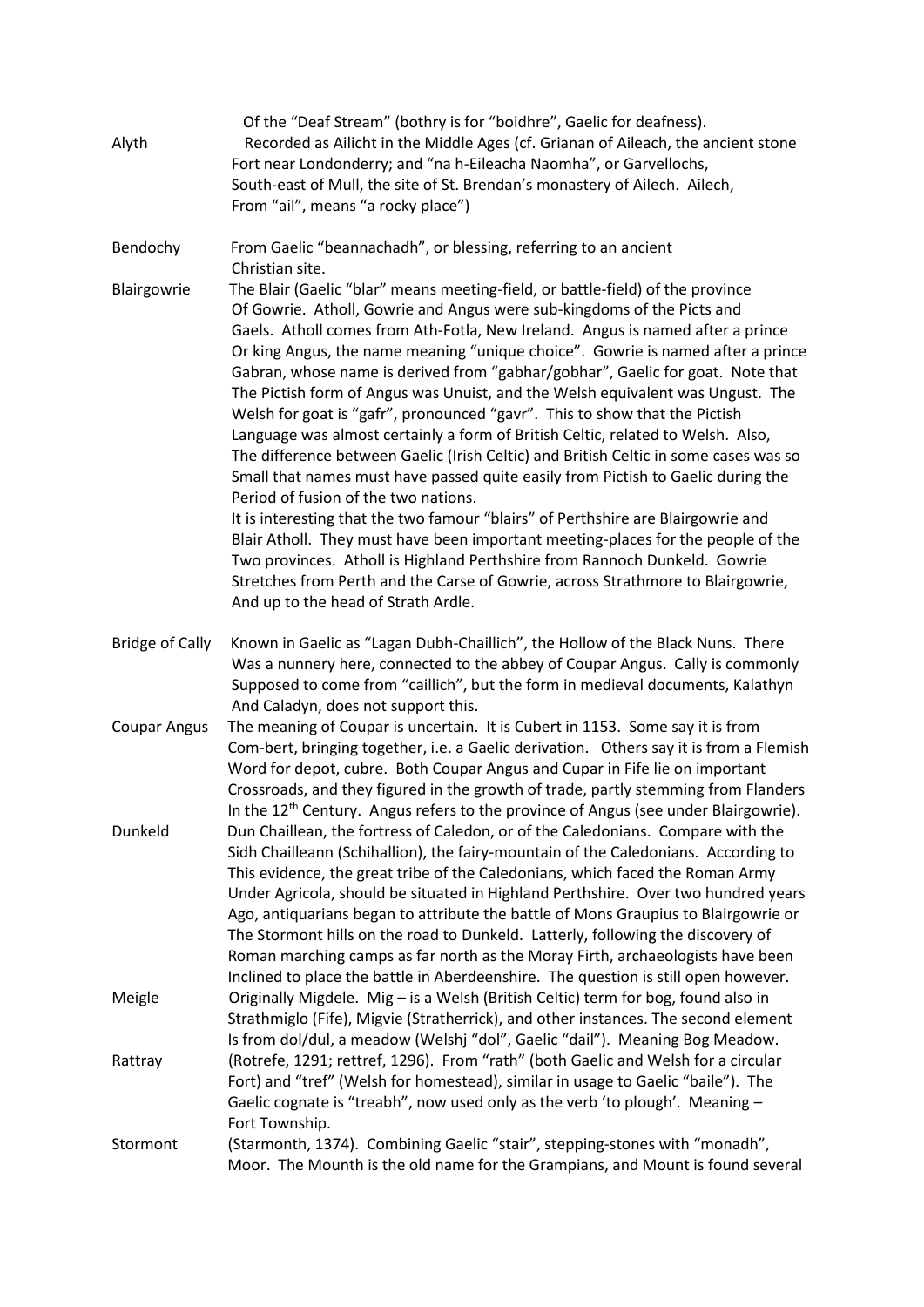| | |
|---|---|
| | Of the "Deaf Stream" (bothry is for "boidhre", Gaelic for deafness). |
| Alyth | Recorded as Ailicht in the Middle Ages (cf. Grianan of Aileach, the ancient stone Fort near Londonderry; and "na h-Eileacha Naomha", or Garvellochs, South-east of Mull, the site of St. Brendan's monastery of Ailech. Ailech, From "ail", means "a rocky place") |
| Bendochy | From Gaelic "beannachadh", or blessing, referring to an ancient Christian site. |
| Blairgowrie | The Blair (Gaelic "blar" means meeting-field, or battle-field) of the province Of Gowrie. Atholl, Gowrie and Angus were sub-kingdoms of the Picts and Gaels. Atholl comes from Ath-Fotla, New Ireland. Angus is named after a prince Or king Angus, the name meaning "unique choice". Gowrie is named after a prince Gabran, whose name is derived from "gabhar/gobhar", Gaelic for goat. Note that The Pictish form of Angus was Unuist, and the Welsh equivalent was Ungust. The Welsh for goat is "gafr", pronounced "gavr". This to show that the Pictish Language was almost certainly a form of British Celtic, related to Welsh. Also, The difference between Gaelic (Irish Celtic) and British Celtic in some cases was so Small that names must have passed quite easily from Pictish to Gaelic during the Period of fusion of the two nations.<br>It is interesting that the two famour "blairs" of Perthshire are Blairgowrie and Blair Atholl. They must have been important meeting-places for the people of the Two provinces. Atholl is Highland Perthshire from Rannoch Dunkeld. Gowrie Stretches from Perth and the Carse of Gowrie, across Strathmore to Blairgowrie, And up to the head of Strath Ardle. |
| Bridge of Cally | Known in Gaelic as "Lagan Dubh-Chaillich", the Hollow of the Black Nuns. There Was a nunnery here, connected to the abbey of Coupar Angus. Cally is commonly Supposed to come from "caillich", but the form in medieval documents, Kalathyn And Caladyn, does not support this. |
| Coupar Angus | The meaning of Coupar is uncertain. It is Cubert in 1153. Some say it is from Com-bert, bringing together, i.e. a Gaelic derivation. Others say it is from a Flemish Word for depot, cubre. Both Coupar Angus and Cupar in Fife lie on important Crossroads, and they figured in the growth of trade, partly stemming from Flanders In the 12th Century. Angus refers to the province of Angus (see under Blairgowrie). |
| Dunkeld | Dun Chaillean, the fortress of Caledon, or of the Caledonians. Compare with the Sidh Chailleann (Schihallion), the fairy-mountain of the Caledonians. According to This evidence, the great tribe of the Caledonians, which faced the Roman Army Under Agricola, should be situated in Highland Perthshire. Over two hundred years Ago, antiquarians began to attribute the battle of Mons Graupius to Blairgowrie or The Stormont hills on the road to Dunkeld. Latterly, following the discovery of Roman marching camps as far north as the Moray Firth, archaeologists have been Inclined to place the battle in Aberdeenshire. The question is still open however. |
| Meigle | Originally Migdele. Mig – is a Welsh (British Celtic) term for bog, found also in Strathmiglo (Fife), Migvie (Stratherrick), and other instances. The second element Is from dol/dul, a meadow (Welshj "dol", Gaelic "dail"). Meaning Bog Meadow. |
| Rattray | (Rotrefe, 1291; rettref, 1296). From "rath" (both Gaelic and Welsh for a circular Fort) and "tref" (Welsh for homestead), similar in usage to Gaelic "baile"). The Gaelic cognate is "treabh", now used only as the verb 'to plough'. Meaning – Fort Township. |
| Stormont | (Starmonth, 1374). Combining Gaelic "stair", stepping-stones with "monadh", Moor. The Mouth is the old name for the Grampians, and Mount is found several |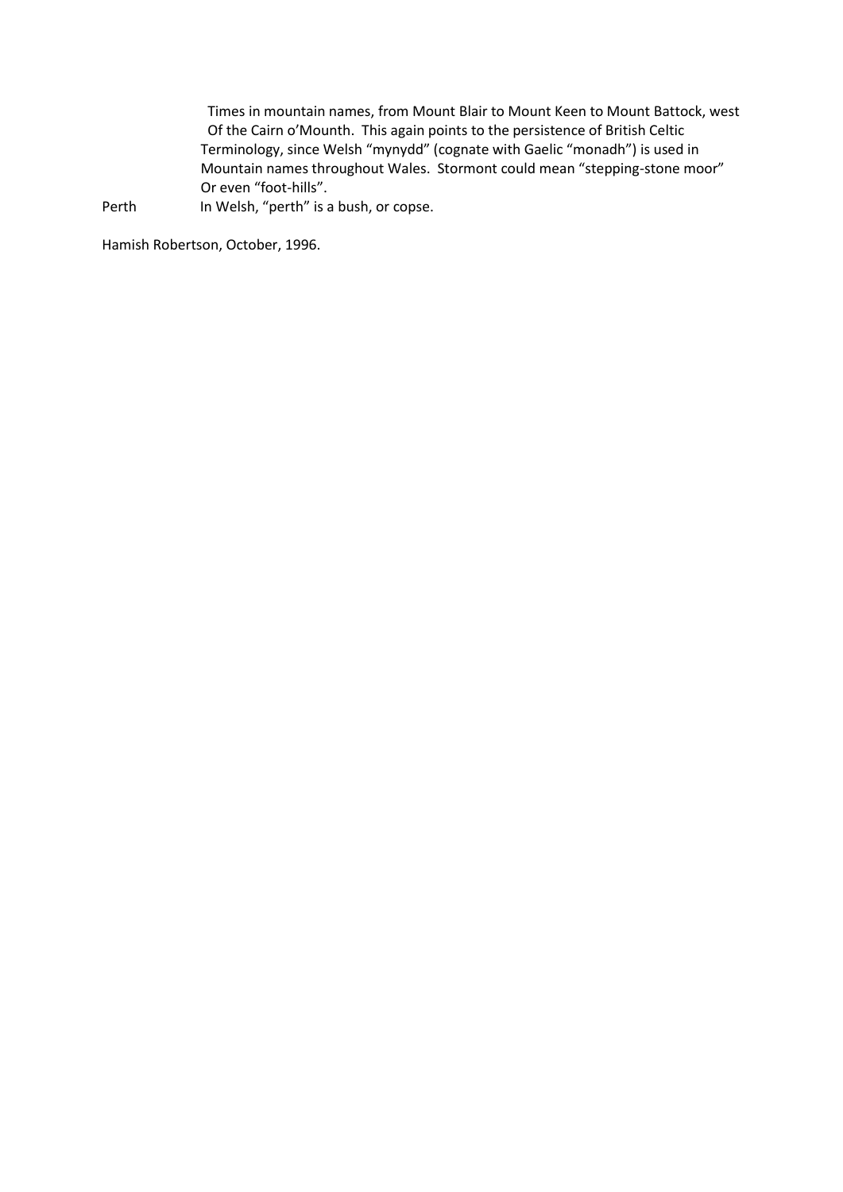Times in mountain names, from Mount Blair to Mount Keen to Mount Battock, west Of the Cairn o'Mounth. This again points to the persistence of British Celtic Terminology, since Welsh "mynydd" (cognate with Gaelic "monadh") is used in Mountain names throughout Wales. Stormont could mean "stepping-stone moor" Or even "foot-hills".

Perth In Welsh, "perth" is a bush, or copse.

Hamish Robertson, October, 1996.